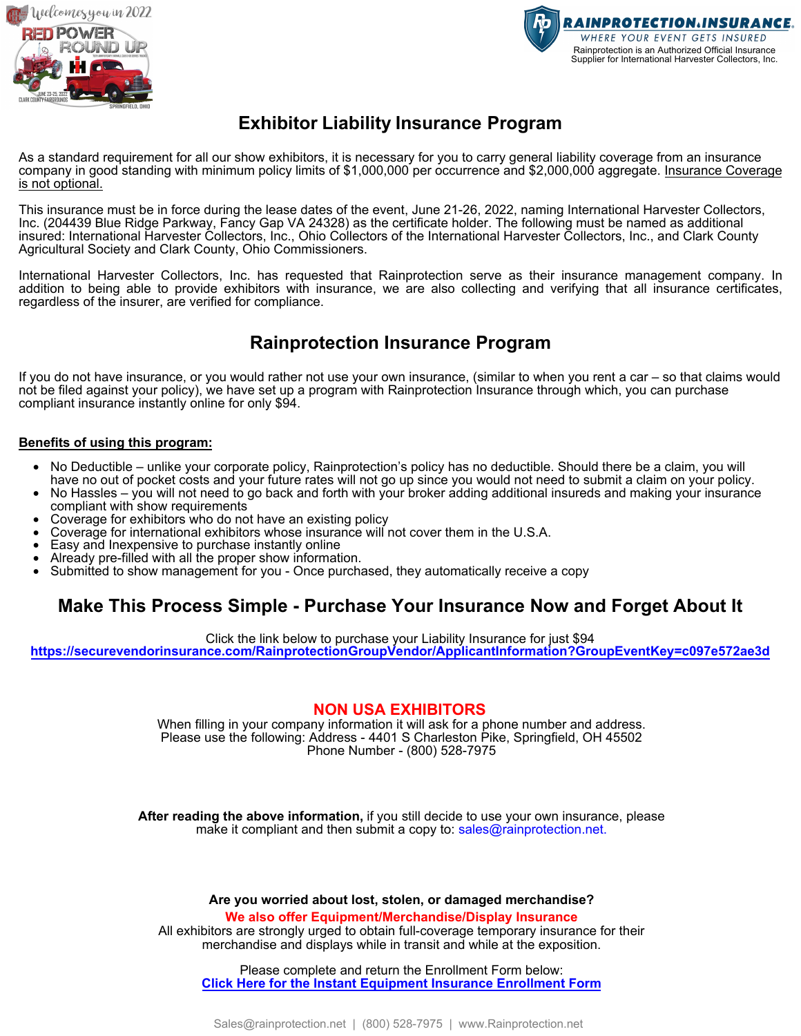# Exhibitor Liability Insurance Program

As a standard requirement for all our show exhibitors, it is necessary for you to carry general liability coverage from an insurance company in good standing with minimum policy limits of $1,000,000 per occurrence and $2,000,000 aggregate. Insurance Coverage is not optional.

This insurance must be in force during the lease dates of the event, June 21-26, 2022, naming International Harvester Collectors, Inc. (204439 Blue Ridge Parkway, Fancy Gap VA 24328) as the certificate holder. The following must be named as additional insured: International Harvester Collectors, Inc., Ohio Collectors of the International Harvester Collectors, Inc., and Clark County Agricultural Society and Clark County, Ohio Commissioners.

International Harvester Collectors, Inc. has requested that Rainprotection serve as their insurance management company. In addition to being able to provide exhibitors with insurance, we are also collecting and verifying that all insurance certificates, regardless of the insurer, are verified for compliance.

# Rainprotection Insurance Program

If you do not have insurance, or you would rather not use your own insurance, (similar to when you rent a car – so that claims would not be filed against your policy), we have set up a program with Rainprotection Insurance through which, you can purchase compliant insurance instantly online for only $94.

**Benefits of using this program:**

- No Deductible – unlike your corporate policy, Rainprotection's policy has no deductible. Should there be a claim, you will have no out of pocket costs and your future rates will not go up since you would not need to submit a claim on your policy.
- No Hassles – you will not need to go back and forth with your broker adding additional insureds and making your insurance compliant with show requirements
- Coverage for exhibitors who do not have an existing policy
- Coverage for international exhibitors whose insurance will not cover them in the U.S.A.
- Easy and Inexpensive to purchase instantly online
- Already pre-filled with all the proper show information.
- Submitted to show management for you - Once purchased, they automatically receive a copy

## Make This Process Simple - Purchase Your Insurance Now and Forget About It

Click the link below to purchase your Liability Insurance for just $94
**https://securevendorinsurance.com/RainprotectionGroupVendor/ApplicantInformation?GroupEventKey=c097e572ae3d**

### NON USA EXHIBITORS

When filling in your company information it will ask for a phone number and address.
Please use the following: Address - 4401 S Charleston Pike, Springfield, OH 45502
Phone Number - (800) 528-7975

**After reading the above information,** if you still decide to use your own insurance, please make it compliant and then submit a copy to: sales@rainprotection.net.

**Are you worried about lost, stolen, or damaged merchandise?**

**We also offer Equipment/Merchandise/Display Insurance**

All exhibitors are strongly urged to obtain full-coverage temporary insurance for their merchandise and displays while in transit and while at the exposition.

Please complete and return the Enrollment Form below:
**Click Here for the Instant Equipment Insurance Enrollment Form**

Sales@rainprotection.net | (800) 528-7975 | www.Rainprotection.net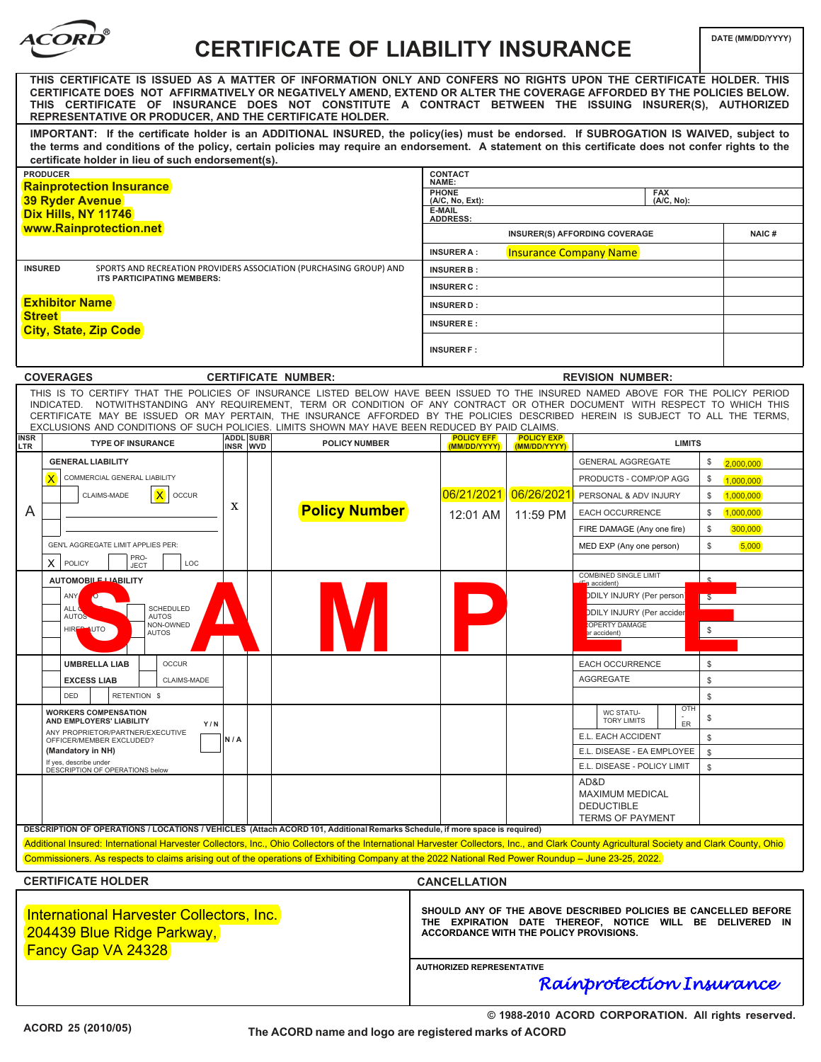ACORD®

# CERTIFICATE OF LIABILITY INSURANCE

DATE (MM/DD/YYYY)

**THIS CERTIFICATE IS ISSUED AS A MATTER OF INFORMATION ONLY AND CONFERS NO RIGHTS UPON THE CERTIFICATE HOLDER. THIS CERTIFICATE DOES NOT AFFIRMATIVELY OR NEGATIVELY AMEND, EXTEND OR ALTER THE COVERAGE AFFORDED BY THE POLICIES BELOW. THIS CERTIFICATE OF INSURANCE DOES NOT CONSTITUTE A CONTRACT BETWEEN THE ISSUING INSURER(S), AUTHORIZED REPRESENTATIVE OR PRODUCER, AND THE CERTIFICATE HOLDER.**

**IMPORTANT: If the certificate holder is an ADDITIONAL INSURED, the policy(ies) must be endorsed. If SUBROGATION IS WAIVED, subject to the terms and conditions of the policy, certain policies may require an endorsement. A statement on this certificate does not confer rights to the certificate holder in lieu of such endorsement(s).**

**PRODUCER**
Rainprotection Insurance
39 Ryder Avenue
Dix Hills, NY 11746
www.Rainprotection.net

CONTACT NAME:
PHONE (A/C, No, Ext):
FAX (A/C, No):
E-MAIL ADDRESS:

| INSURER(S) AFFORDING COVERAGE | | NAIC # |
|---|---|---|
| INSURER A : | Insurance Company Name | |
| INSURER B : | | |
| INSURER C : | | |
| INSURER D : | | |
| INSURER E : | | |
| INSURER F : | | |

**INSURED** SPORTS AND RECREATION PROVIDERS ASSOCIATION (PURCHASING GROUP) AND ITS PARTICIPATING MEMBERS:

Exhibitor Name
Street
City, State, Zip Code

**COVERAGES** **CERTIFICATE NUMBER:** **REVISION NUMBER:**

THIS IS TO CERTIFY THAT THE POLICIES OF INSURANCE LISTED BELOW HAVE BEEN ISSUED TO THE INSURED NAMED ABOVE FOR THE POLICY PERIOD INDICATED. NOTWITHSTANDING ANY REQUIREMENT, TERM OR CONDITION OF ANY CONTRACT OR OTHER DOCUMENT WITH RESPECT TO WHICH THIS CERTIFICATE MAY BE ISSUED OR MAY PERTAIN, THE INSURANCE AFFORDED BY THE POLICIES DESCRIBED HEREIN IS SUBJECT TO ALL THE TERMS, EXCLUSIONS AND CONDITIONS OF SUCH POLICIES. LIMITS SHOWN MAY HAVE BEEN REDUCED BY PAID CLAIMS.

| INSR LTR | TYPE OF INSURANCE | ADDL INSR | SUBR WVD | POLICY NUMBER | POLICY EFF (MM/DD/YYYY) | POLICY EXP (MM/DD/YYYY) | LIMITS | |
|---|---|---|---|---|---|---|---|---|
| A | GENERAL LIABILITY<br>X COMMERCIAL GENERAL LIABILITY<br>CLAIMS-MADE X OCCUR<br>GEN'L AGGREGATE LIMIT APPLIES PER:<br>X POLICY / PRO-JECT / LOC | X | | Policy Number | 06/21/2021 12:01 AM | 06/26/2021 11:59 PM | GENERAL AGGREGATE | $ 2,000,000 |
| | | | | | | | PRODUCTS - COMP/OP AGG | $ 1,000,000 |
| | | | | | | | PERSONAL & ADV INJURY | $ 1,000,000 |
| | | | | | | | EACH OCCURRENCE | $ 1,000,000 |
| | | | | | | | FIRE DAMAGE (Any one fire) | $ 300,000 |
| | | | | | | | MED EXP (Any one person) | $ 5,000 |
| | AUTOMOBILE LIABILITY<br>ANY AUTO<br>ALL OWNED AUTOS / SCHEDULED AUTOS<br>HIRED AUTO / NON-OWNED AUTOS | | | | | | COMBINED SINGLE LIMIT (Ea accident) | $ |
| | | | | | | | BODILY INJURY (Per person) | $ |
| | | | | | | | BODILY INJURY (Per accident) | $ |
| | | | | | | | PROPERTY DAMAGE (Per accident) | $ |
| | UMBRELLA LIAB / OCCUR<br>EXCESS LIAB / CLAIMS-MADE<br>DED / RETENTION $ | | | | | | EACH OCCURRENCE | $ |
| | | | | | | | AGGREGATE | $ |
| | | | | | | | | $ |
| | WORKERS COMPENSATION AND EMPLOYERS' LIABILITY Y/N<br>ANY PROPRIETOR/PARTNER/EXECUTIVE OFFICER/MEMBER EXCLUDED? (Mandatory in NH)<br>If yes, describe under DESCRIPTION OF OPERATIONS below | N/A | | | | | WC STATU-TORY LIMITS / OTH-ER | $ |
| | | | | | | | E.L. EACH ACCIDENT | $ |
| | | | | | | | E.L. DISEASE - EA EMPLOYEE | $ |
| | | | | | | | E.L. DISEASE - POLICY LIMIT | $ |
| | | | | | | | AD&D<br>MAXIMUM MEDICAL<br>DEDUCTIBLE<br>TERMS OF PAYMENT | |

SAMPLE

**DESCRIPTION OF OPERATIONS / LOCATIONS / VEHICLES (Attach ACORD 101, Additional Remarks Schedule, if more space is required)**

Additional Insured: International Harvester Collectors, Inc., Ohio Collectors of the International Harvester Collectors, Inc., and Clark County Agricultural Society and Clark County, Ohio Commissioners. As respects to claims arising out of the operations of Exhibiting Company at the 2022 National Red Power Roundup – June 23-25, 2022.

**CERTIFICATE HOLDER**

International Harvester Collectors, Inc.
204439 Blue Ridge Parkway,
Fancy Gap VA 24328

**CANCELLATION**

**SHOULD ANY OF THE ABOVE DESCRIBED POLICIES BE CANCELLED BEFORE THE EXPIRATION DATE THEREOF, NOTICE WILL BE DELIVERED IN ACCORDANCE WITH THE POLICY PROVISIONS.**

AUTHORIZED REPRESENTATIVE
*Rainprotection Insurance*

ACORD 25 (2010/05)

© 1988-2010 ACORD CORPORATION. All rights reserved.

The ACORD name and logo are registered marks of ACORD